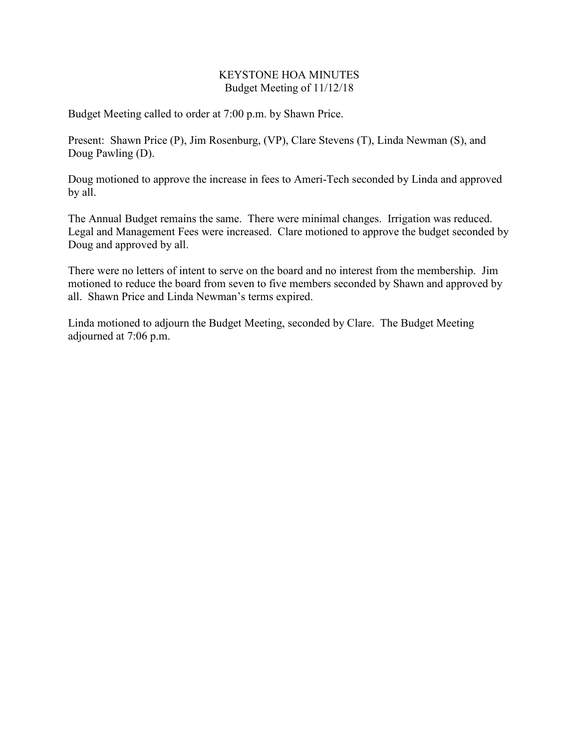# KEYSTONE HOA MINUTES
## Budget Meeting of 11/12/18

Budget Meeting called to order at 7:00 p.m. by Shawn Price.

Present: Shawn Price (P), Jim Rosenburg, (VP), Clare Stevens (T), Linda Newman (S), and Doug Pawling (D).

Doug motioned to approve the increase in fees to Ameri-Tech seconded by Linda and approved by all.

The Annual Budget remains the same. There were minimal changes. Irrigation was reduced. Legal and Management Fees were increased. Clare motioned to approve the budget seconded by Doug and approved by all.

There were no letters of intent to serve on the board and no interest from the membership. Jim motioned to reduce the board from seven to five members seconded by Shawn and approved by all. Shawn Price and Linda Newman's terms expired.

Linda motioned to adjourn the Budget Meeting, seconded by Clare. The Budget Meeting adjourned at 7:06 p.m.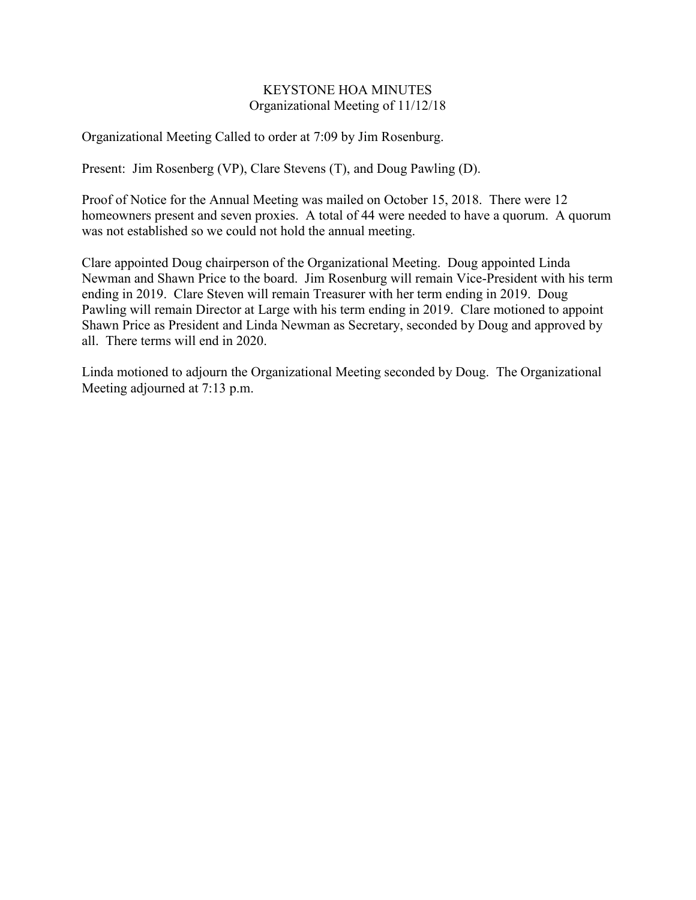# KEYSTONE HOA MINUTES
## Organizational Meeting of 11/12/18

Organizational Meeting Called to order at 7:09 by Jim Rosenburg.

Present: Jim Rosenberg (VP), Clare Stevens (T), and Doug Pawling (D).

Proof of Notice for the Annual Meeting was mailed on October 15, 2018. There were 12 homeowners present and seven proxies. A total of 44 were needed to have a quorum. A quorum was not established so we could not hold the annual meeting.

Clare appointed Doug chairperson of the Organizational Meeting. Doug appointed Linda Newman and Shawn Price to the board. Jim Rosenburg will remain Vice-President with his term ending in 2019. Clare Steven will remain Treasurer with her term ending in 2019. Doug Pawling will remain Director at Large with his term ending in 2019. Clare motioned to appoint Shawn Price as President and Linda Newman as Secretary, seconded by Doug and approved by all. There terms will end in 2020.

Linda motioned to adjourn the Organizational Meeting seconded by Doug. The Organizational Meeting adjourned at 7:13 p.m.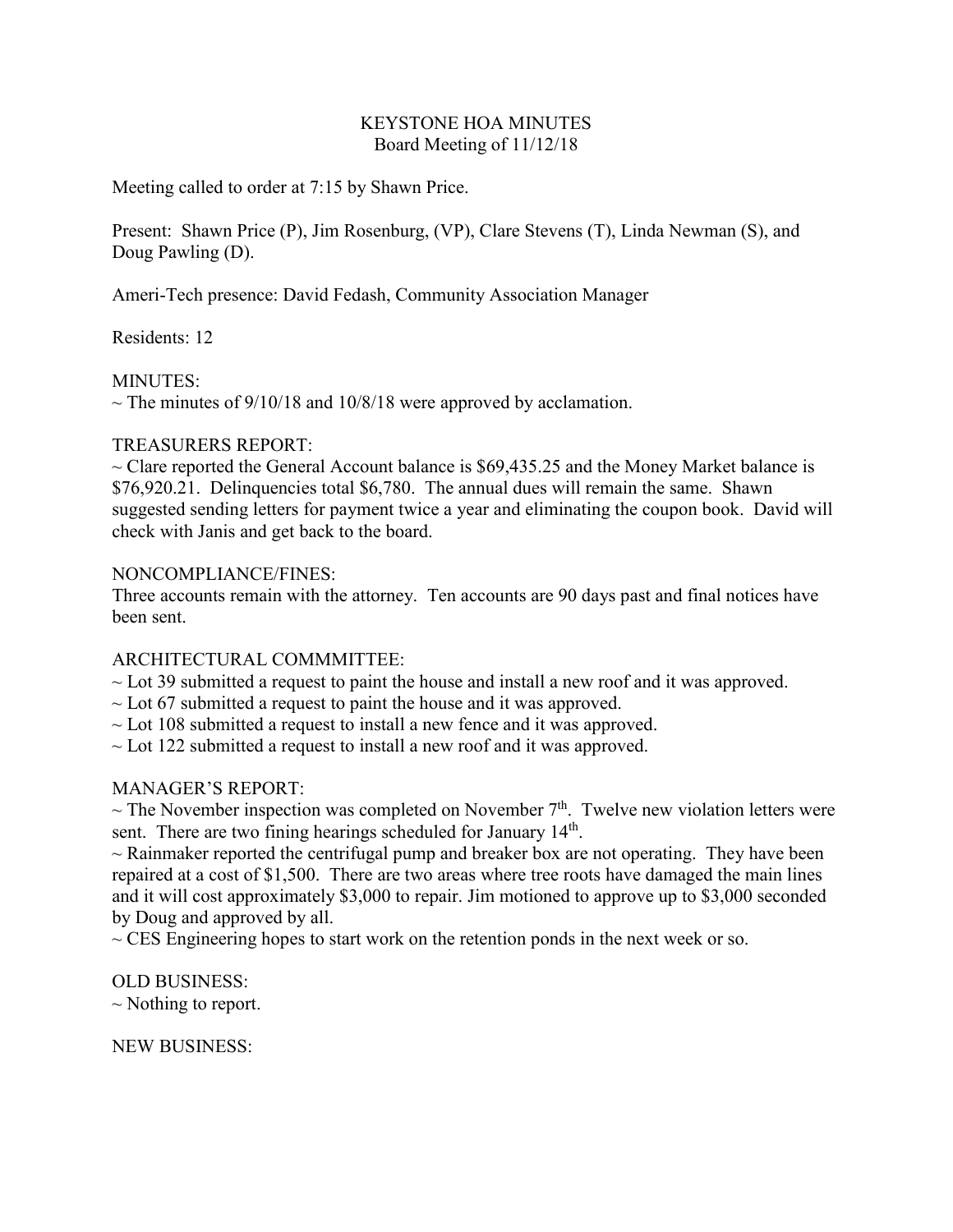# KEYSTONE HOA MINUTES
Board Meeting of 11/12/18

Meeting called to order at 7:15 by Shawn Price.

Present: Shawn Price (P), Jim Rosenburg, (VP), Clare Stevens (T), Linda Newman (S), and Doug Pawling (D).

Ameri-Tech presence: David Fedash, Community Association Manager

Residents: 12

MINUTES:

~ The minutes of 9/10/18 and 10/8/18 were approved by acclamation.

TREASURERS REPORT:

~ Clare reported the General Account balance is $69,435.25 and the Money Market balance is $76,920.21. Delinquencies total $6,780. The annual dues will remain the same. Shawn suggested sending letters for payment twice a year and eliminating the coupon book. David will check with Janis and get back to the board.

NONCOMPLIANCE/FINES:

Three accounts remain with the attorney. Ten accounts are 90 days past and final notices have been sent.

ARCHITECTURAL COMMMITTEE:

~ Lot 39 submitted a request to paint the house and install a new roof and it was approved.

~ Lot 67 submitted a request to paint the house and it was approved.

~ Lot 108 submitted a request to install a new fence and it was approved.

~ Lot 122 submitted a request to install a new roof and it was approved.

MANAGER'S REPORT:

~ The November inspection was completed on November 7th. Twelve new violation letters were sent. There are two fining hearings scheduled for January 14th.

~ Rainmaker reported the centrifugal pump and breaker box are not operating. They have been repaired at a cost of $1,500. There are two areas where tree roots have damaged the main lines and it will cost approximately $3,000 to repair. Jim motioned to approve up to $3,000 seconded by Doug and approved by all.

~ CES Engineering hopes to start work on the retention ponds in the next week or so.

OLD BUSINESS:

~ Nothing to report.

NEW BUSINESS: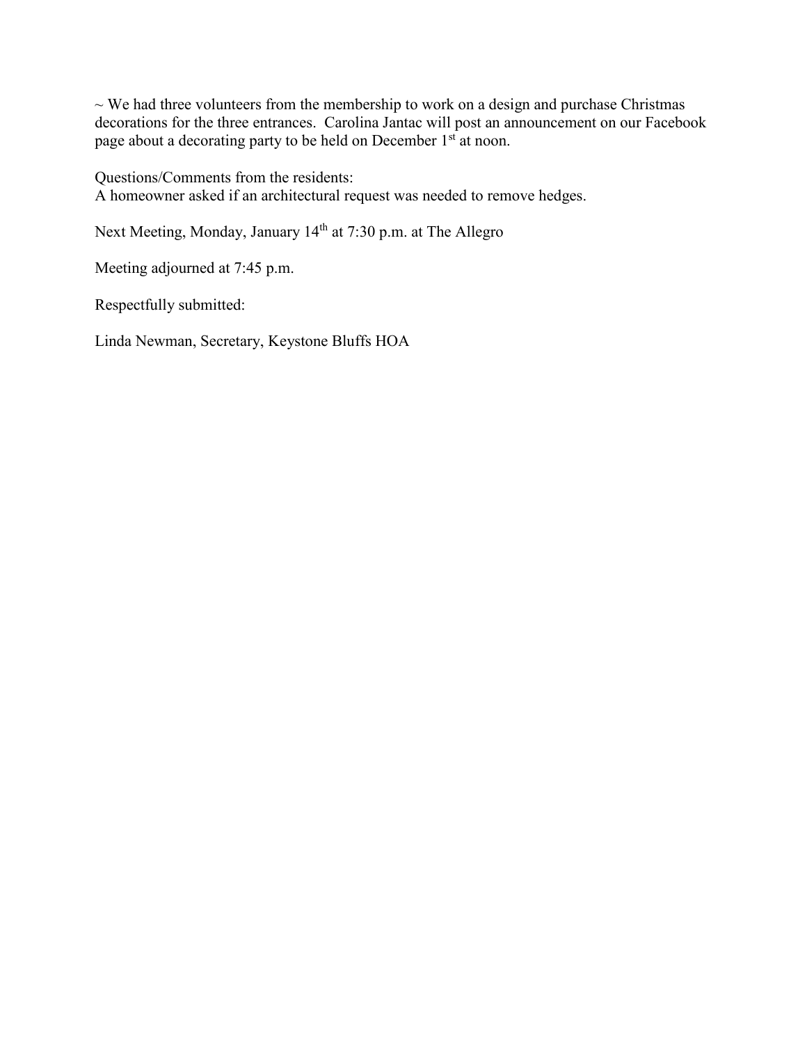~ We had three volunteers from the membership to work on a design and purchase Christmas decorations for the three entrances. Carolina Jantac will post an announcement on our Facebook page about a decorating party to be held on December 1st at noon.

Questions/Comments from the residents:
A homeowner asked if an architectural request was needed to remove hedges.

Next Meeting, Monday, January 14th at 7:30 p.m. at The Allegro

Meeting adjourned at 7:45 p.m.

Respectfully submitted:

Linda Newman, Secretary, Keystone Bluffs HOA